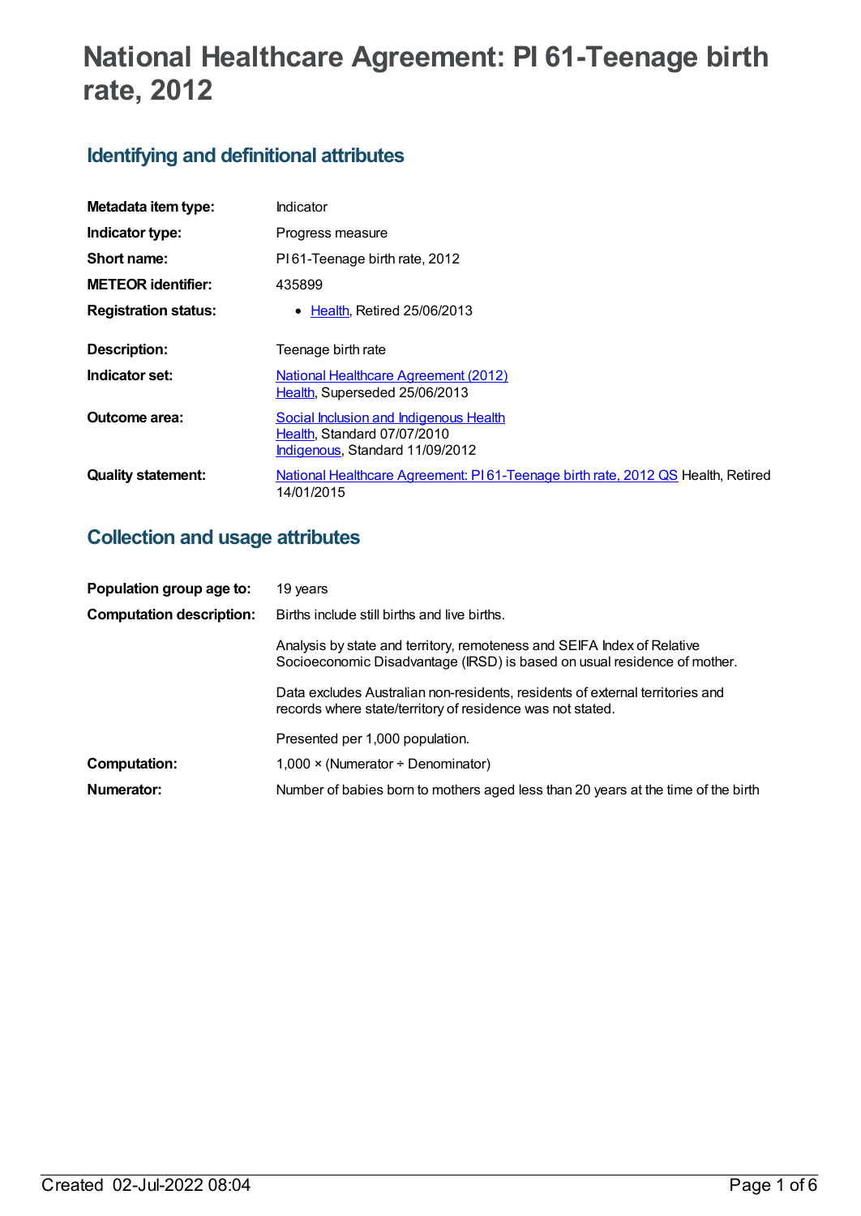# National Healthcare Agreement: PI 61-Teenage birth rate, 2012

## Identifying and definitional attributes

| | |
|---|---|
| **Metadata item type:** | Indicator |
| **Indicator type:** | Progress measure |
| **Short name:** | PI 61-Teenage birth rate, 2012 |
| **METEOR identifier:** | 435899 |
| **Registration status:** | • Health, Retired 25/06/2013 |
| **Description:** | Teenage birth rate |
| **Indicator set:** | National Healthcare Agreement (2012) Health, Superseded 25/06/2013 |
| **Outcome area:** | Social Inclusion and Indigenous Health Health, Standard 07/07/2010 Indigenous, Standard 11/09/2012 |
| **Quality statement:** | National Healthcare Agreement: PI 61-Teenage birth rate, 2012 QS Health, Retired 14/01/2015 |

## Collection and usage attributes

| | |
|---|---|
| **Population group age to:** | 19 years |
| **Computation description:** | Births include still births and live births. Analysis by state and territory, remoteness and SEIFA Index of Relative Socioeconomic Disadvantage (IRSD) is based on usual residence of mother. Data excludes Australian non-residents, residents of external territories and records where state/territory of residence was not stated. Presented per 1,000 population. |
| **Computation:** | 1,000 × (Numerator ÷ Denominator) |
| **Numerator:** | Number of babies born to mothers aged less than 20 years at the time of the birth |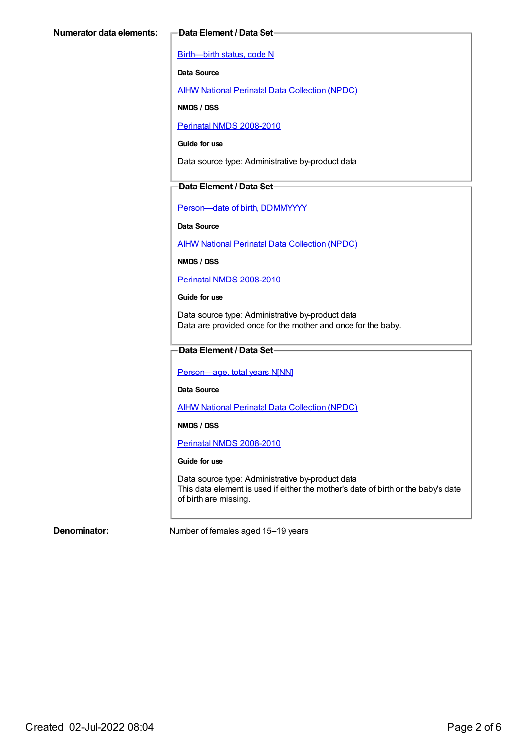**Numerator data elements:**

**Data Element / Data Set**

Birth—birth status, code N

**Data Source**

AIHW National Perinatal Data Collection (NPDC)

**NMDS / DSS**

Perinatal NMDS 2008-2010

**Guide for use**

Data source type: Administrative by-product data

**Data Element / Data Set**

Person—date of birth, DDMMYYYY

**Data Source**

AIHW National Perinatal Data Collection (NPDC)

**NMDS / DSS**

Perinatal NMDS 2008-2010

**Guide for use**

Data source type: Administrative by-product data
Data are provided once for the mother and once for the baby.

**Data Element / Data Set**

Person—age, total years N[NN]

**Data Source**

AIHW National Perinatal Data Collection (NPDC)

**NMDS / DSS**

Perinatal NMDS 2008-2010

**Guide for use**

Data source type: Administrative by-product data
This data element is used if either the mother's date of birth or the baby's date of birth are missing.

**Denominator:** Number of females aged 15–19 years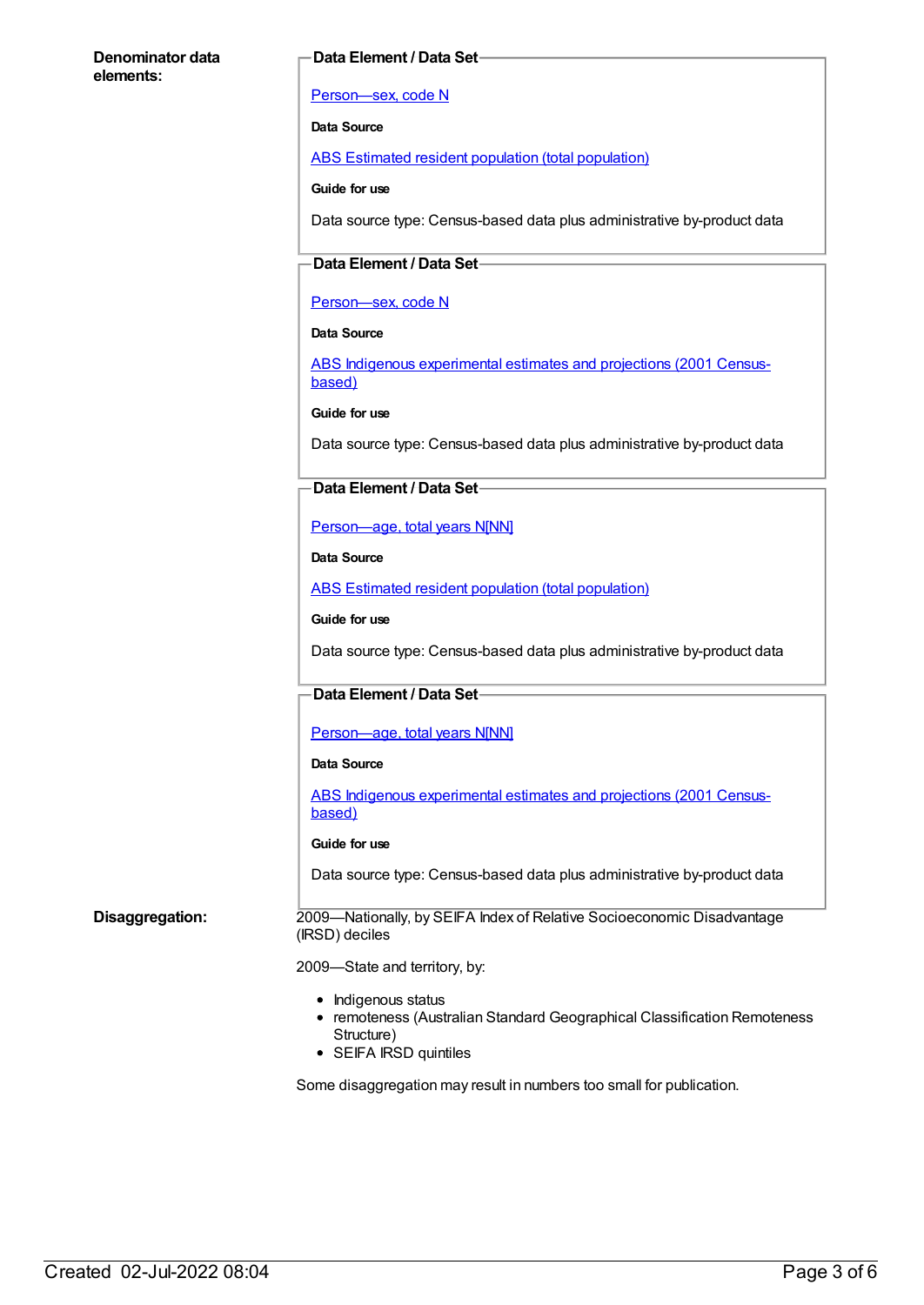**Denominator data elements:**

**Data Element / Data Set**

[Person—sex, code N]

**Data Source**

[ABS Estimated resident population (total population)]

**Guide for use**

Data source type: Census-based data plus administrative by-product data

**Data Element / Data Set**

[Person—sex, code N]

**Data Source**

[ABS Indigenous experimental estimates and projections (2001 Census-based)]

**Guide for use**

Data source type: Census-based data plus administrative by-product data

**Data Element / Data Set**

[Person—age, total years N[NN]]

**Data Source**

[ABS Estimated resident population (total population)]

**Guide for use**

Data source type: Census-based data plus administrative by-product data

**Data Element / Data Set**

[Person—age, total years N[NN]]

**Data Source**

[ABS Indigenous experimental estimates and projections (2001 Census-based)]

**Guide for use**

Data source type: Census-based data plus administrative by-product data

**Disaggregation:**

2009—Nationally, by SEIFA Index of Relative Socioeconomic Disadvantage (IRSD) deciles

2009—State and territory, by:

- Indigenous status
- remoteness (Australian Standard Geographical Classification Remoteness Structure)
- SEIFA IRSD quintiles

Some disaggregation may result in numbers too small for publication.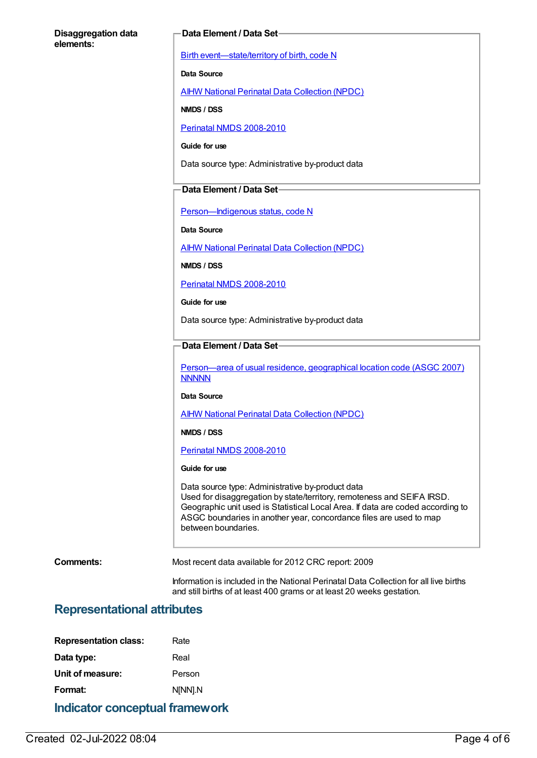**Disaggregation data elements:**

**Data Element / Data Set**

Birth event—state/territory of birth, code N

**Data Source**

AIHW National Perinatal Data Collection (NPDC)

**NMDS / DSS**

Perinatal NMDS 2008-2010

**Guide for use**

Data source type: Administrative by-product data

**Data Element / Data Set**

Person—Indigenous status, code N

**Data Source**

AIHW National Perinatal Data Collection (NPDC)

**NMDS / DSS**

Perinatal NMDS 2008-2010

**Guide for use**

Data source type: Administrative by-product data

**Data Element / Data Set**

Person—area of usual residence, geographical location code (ASGC 2007) NNNNN

**Data Source**

AIHW National Perinatal Data Collection (NPDC)

**NMDS / DSS**

Perinatal NMDS 2008-2010

**Guide for use**

Data source type: Administrative by-product data
Used for disaggregation by state/territory, remoteness and SEIFA IRSD. Geographic unit used is Statistical Local Area. If data are coded according to ASGC boundaries in another year, concordance files are used to map between boundaries.

**Comments:**

Most recent data available for 2012 CRC report: 2009

Information is included in the National Perinatal Data Collection for all live births and still births of at least 400 grams or at least 20 weeks gestation.

## Representational attributes

| | |
|---|---|
| **Representation class:** | Rate |
| **Data type:** | Real |
| **Unit of measure:** | Person |
| **Format:** | N[NN].N |

## Indicator conceptual framework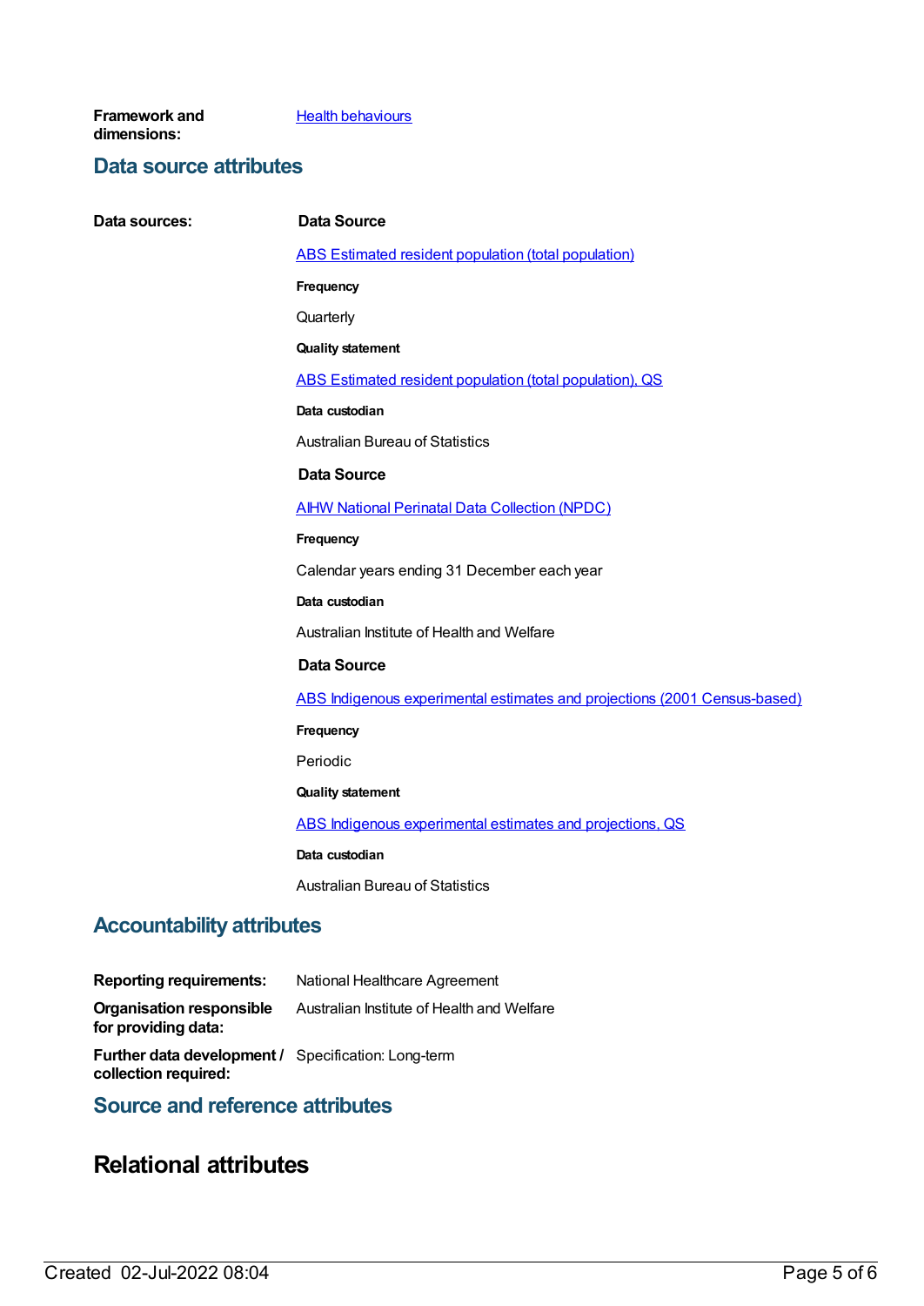**Framework and dimensions:** Health behaviours

## Data source attributes

**Data sources:**

**Data Source**

ABS Estimated resident population (total population)

**Frequency**

Quarterly

**Quality statement**

ABS Estimated resident population (total population), QS

**Data custodian**

Australian Bureau of Statistics

**Data Source**

AIHW National Perinatal Data Collection (NPDC)

**Frequency**

Calendar years ending 31 December each year

**Data custodian**

Australian Institute of Health and Welfare

**Data Source**

ABS Indigenous experimental estimates and projections (2001 Census-based)

**Frequency**

Periodic

**Quality statement**

ABS Indigenous experimental estimates and projections, QS

**Data custodian**

Australian Bureau of Statistics

## Accountability attributes

**Reporting requirements:** National Healthcare Agreement

**Organisation responsible for providing data:** Australian Institute of Health and Welfare

**Further data development / collection required:** Specification: Long-term

## Source and reference attributes

# Relational attributes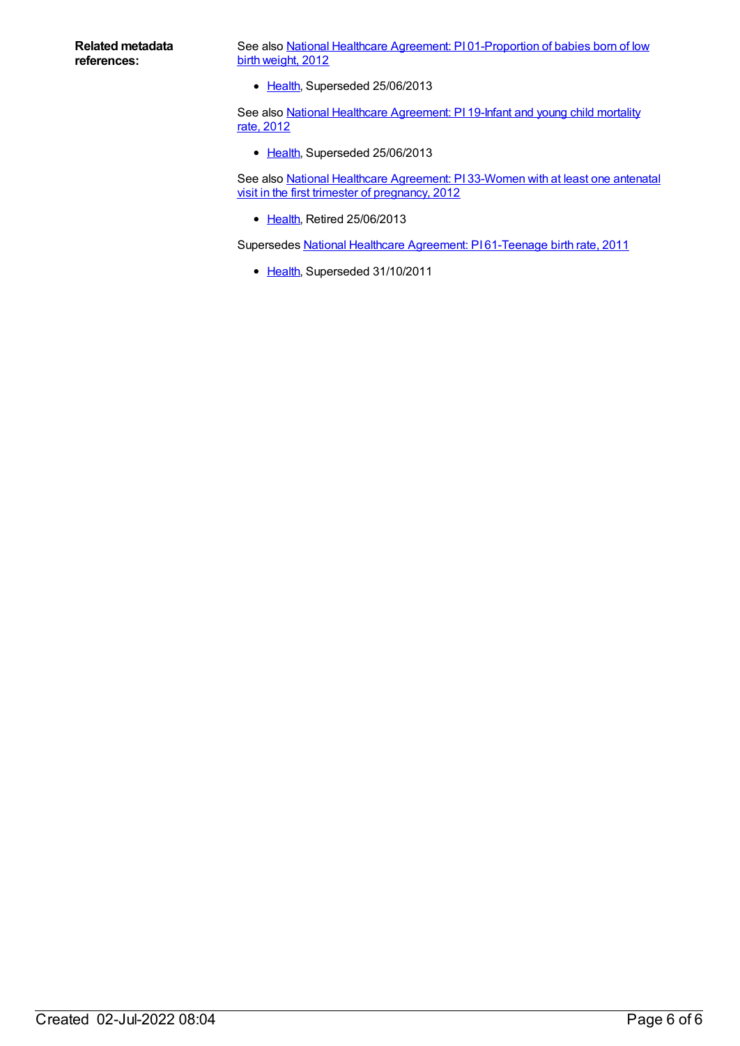**Related metadata references:**

See also National Healthcare Agreement: PI 01-Proportion of babies born of low birth weight, 2012

- Health, Superseded 25/06/2013

See also National Healthcare Agreement: PI 19-Infant and young child mortality rate, 2012

- Health, Superseded 25/06/2013

See also National Healthcare Agreement: PI 33-Women with at least one antenatal visit in the first trimester of pregnancy, 2012

- Health, Retired 25/06/2013

Supersedes National Healthcare Agreement: PI 61-Teenage birth rate, 2011

- Health, Superseded 31/10/2011